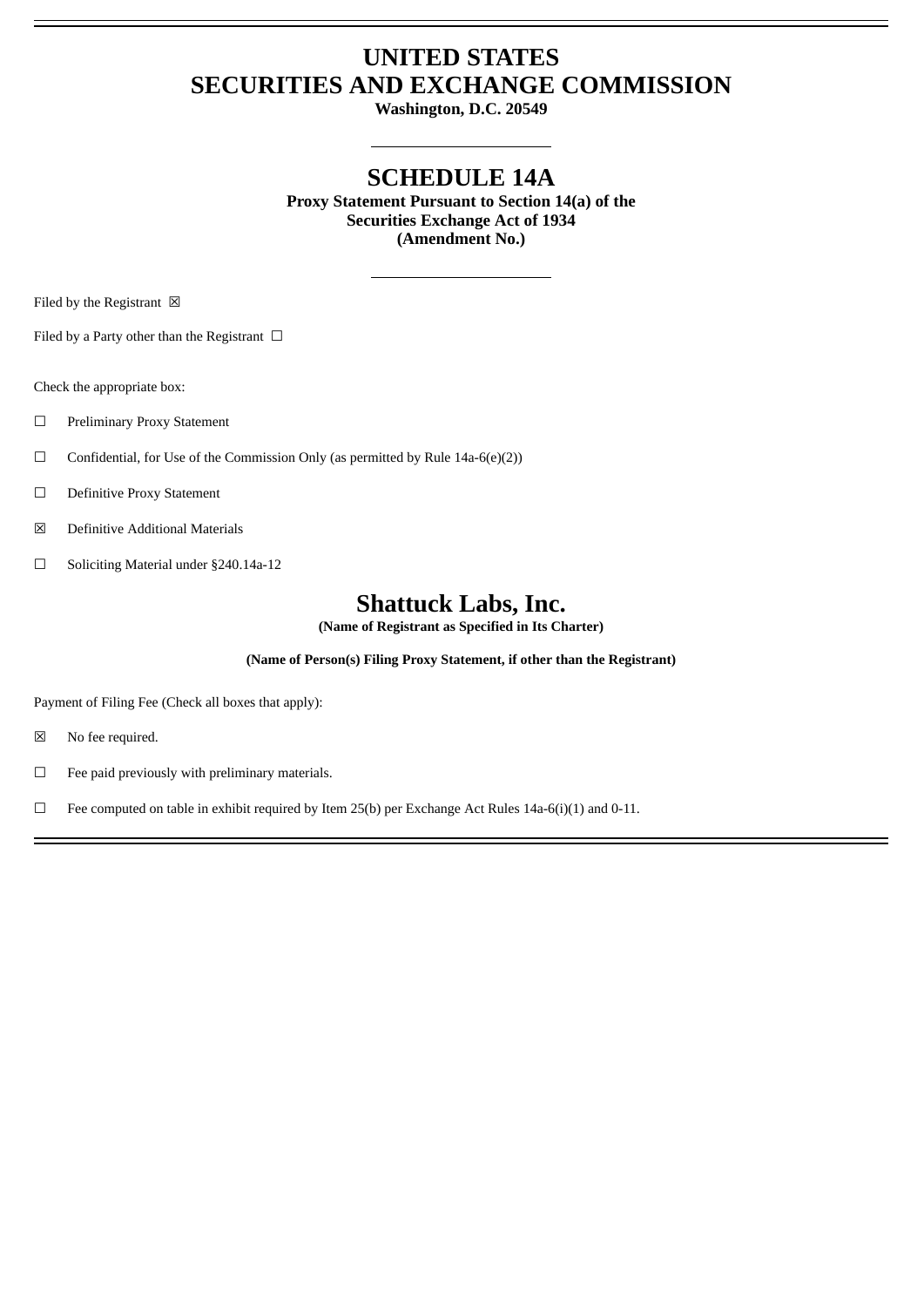# UNITED STATES
# SECURITIES AND EXCHANGE COMMISSION

**Washington, D.C. 20549**

---

## SCHEDULE 14A

**Proxy Statement Pursuant to Section 14(a) of the**
**Securities Exchange Act of 1934**
**(Amendment No.)**

---

Filed by the Registrant ☒

Filed by a Party other than the Registrant ☐

Check the appropriate box:

☐ Preliminary Proxy Statement

☐ Confidential, for Use of the Commission Only (as permitted by Rule 14a-6(e)(2))

☐ Definitive Proxy Statement

☒ Definitive Additional Materials

☐ Soliciting Material under §240.14a-12

## Shattuck Labs, Inc.

**(Name of Registrant as Specified in Its Charter)**

**(Name of Person(s) Filing Proxy Statement, if other than the Registrant)**

Payment of Filing Fee (Check all boxes that apply):

☒ No fee required.

☐ Fee paid previously with preliminary materials.

☐ Fee computed on table in exhibit required by Item 25(b) per Exchange Act Rules 14a-6(i)(1) and 0-11.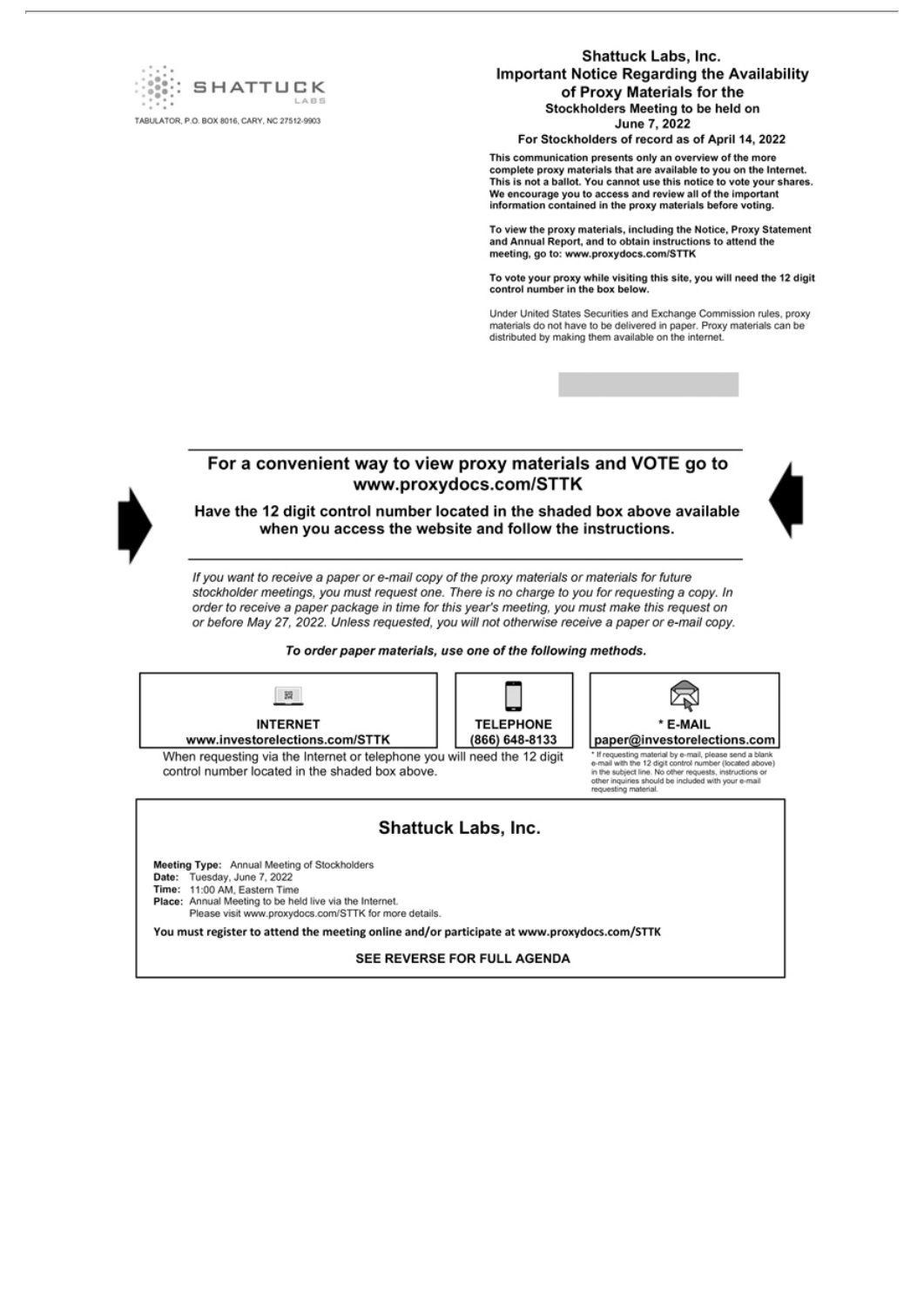SHATTUCK LABS

TABULATOR, P.O. BOX 8016, CARY, NC 27512-9903

**Shattuck Labs, Inc.**
**Important Notice Regarding the Availability of Proxy Materials for the Stockholders Meeting to be held on June 7, 2022**
**For Stockholders of record as of April 14, 2022**

**This communication presents only an overview of the more complete proxy materials that are available to you on the Internet. This is not a ballot. You cannot use this notice to vote your shares. We encourage you to access and review all of the important information contained in the proxy materials before voting.**

**To view the proxy materials, including the Notice, Proxy Statement and Annual Report, and to obtain instructions to attend the meeting, go to: www.proxydocs.com/STTK**

**To vote your proxy while visiting this site, you will need the 12 digit control number in the box below.**

Under United States Securities and Exchange Commission rules, proxy materials do not have to be delivered in paper. Proxy materials can be distributed by making them available on the internet.

---

## For a convenient way to view proxy materials and VOTE go to www.proxydocs.com/STTK

**Have the 12 digit control number located in the shaded box above available when you access the website and follow the instructions.**

---

*If you want to receive a paper or e-mail copy of the proxy materials or materials for future stockholder meetings, you must request one. There is no charge to you for requesting a copy. In order to receive a paper package in time for this year's meeting, you must make this request on or before May 27, 2022. Unless requested, you will not otherwise receive a paper or e-mail copy.*

***To order paper materials, use one of the following methods.***

| INTERNET | TELEPHONE | * E-MAIL |
|---|---|---|
| www.investorelections.com/STTK | (866) 648-8133 | paper@investorelections.com |

When requesting via the Internet or telephone you will need the 12 digit control number located in the shaded box above.

* If requesting material by e-mail, please send a blank e-mail with the 12 digit control number (located above) in the subject line. No other requests, instructions or other inquiries should be included with your e-mail requesting material.

### Shattuck Labs, Inc.

**Meeting Type:** Annual Meeting of Stockholders
**Date:** Tuesday, June 7, 2022
**Time:** 11:00 AM, Eastern Time
**Place:** Annual Meeting to be held live via the Internet.
Please visit www.proxydocs.com/STTK for more details.

**You must register to attend the meeting online and/or participate at www.proxydocs.com/STTK**

SEE REVERSE FOR FULL AGENDA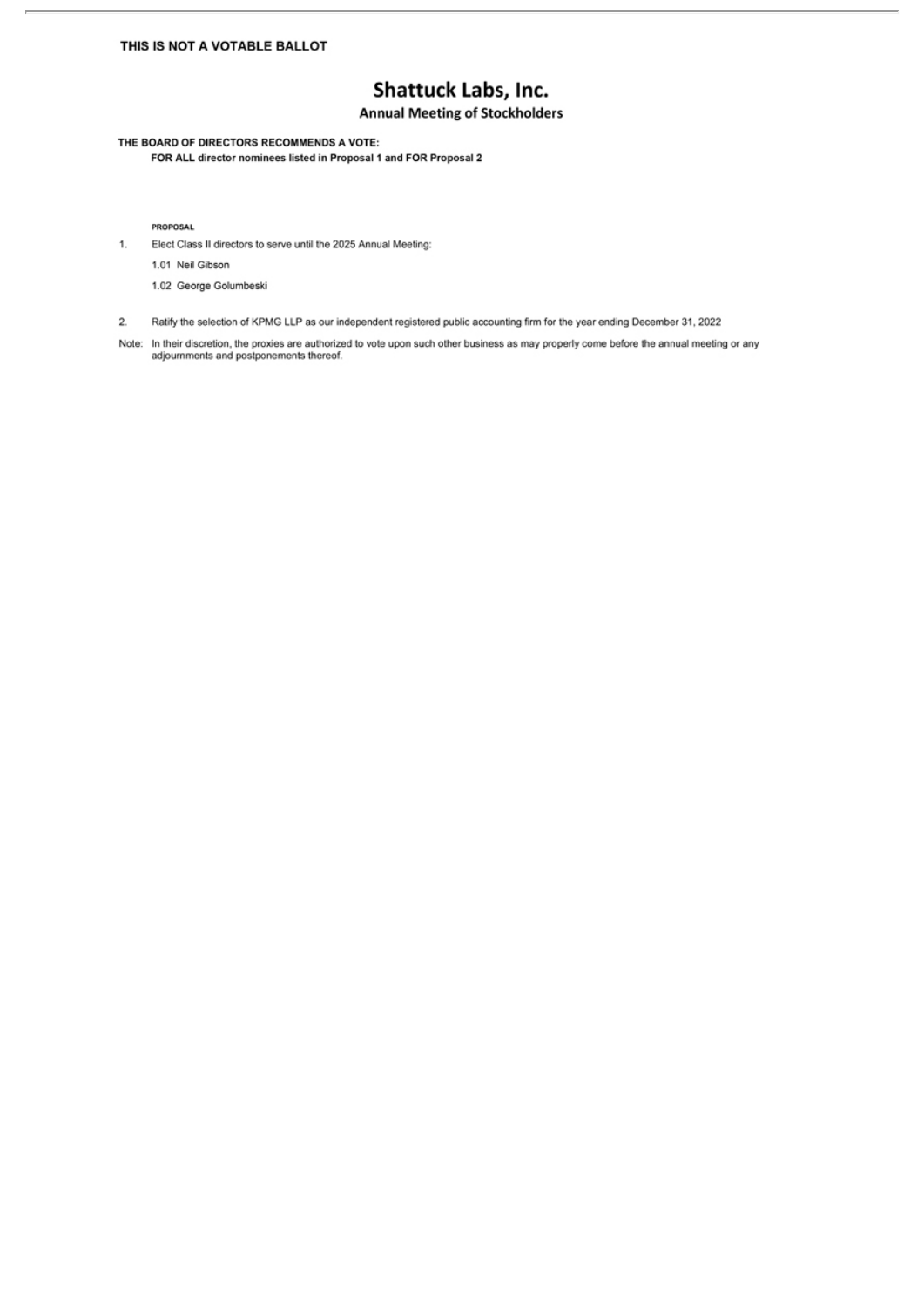**THIS IS NOT A VOTABLE BALLOT**

# Shattuck Labs, Inc.

## Annual Meeting of Stockholders

**THE BOARD OF DIRECTORS RECOMMENDS A VOTE:**
**FOR ALL director nominees listed in Proposal 1 and FOR Proposal 2**

**PROPOSAL**

1. Elect Class II directors to serve until the 2025 Annual Meeting:

   1.01 Neil Gibson

   1.02 George Golumbeski

2. Ratify the selection of KPMG LLP as our independent registered public accounting firm for the year ending December 31, 2022

Note: In their discretion, the proxies are authorized to vote upon such other business as may properly come before the annual meeting or any adjournments and postponements thereof.